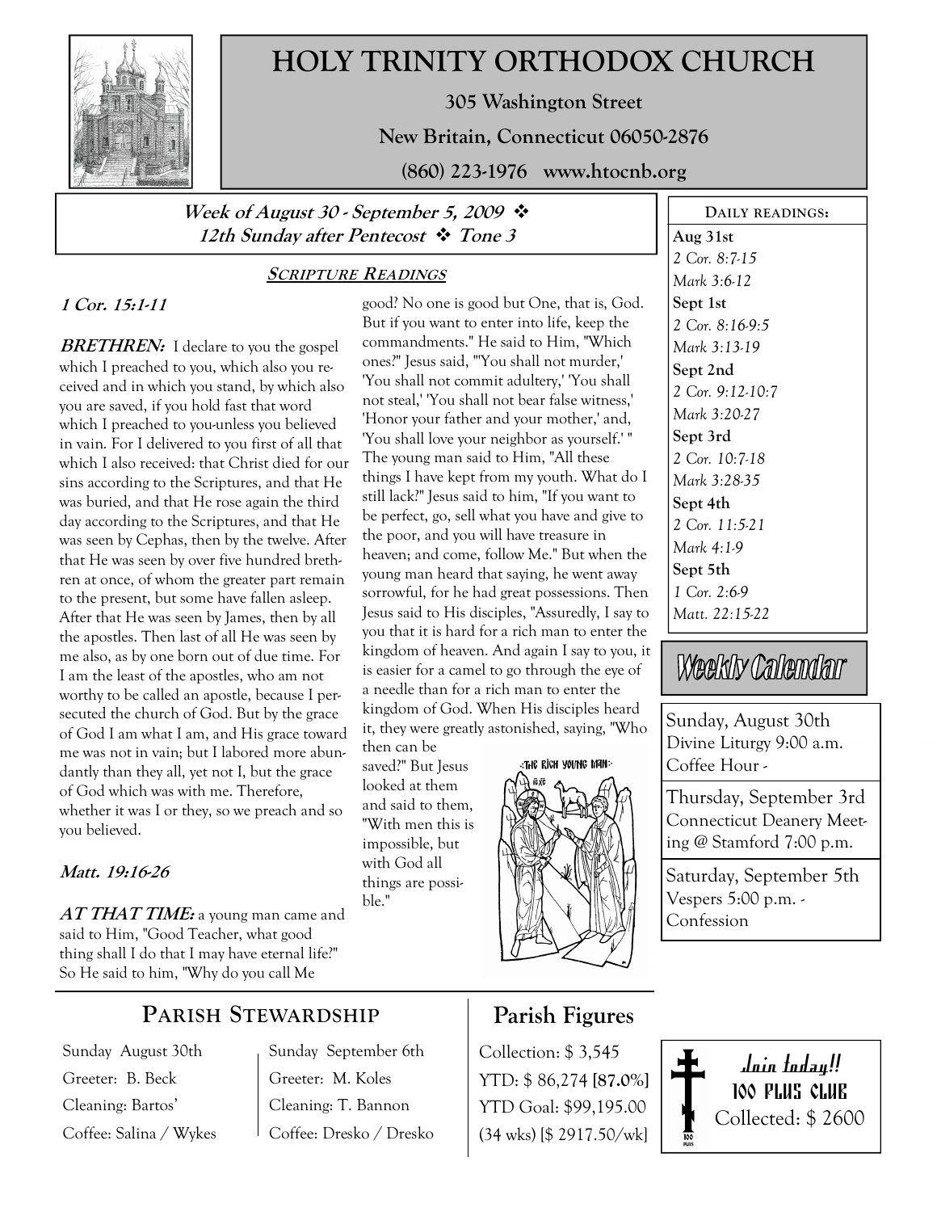# HOLY TRINITY ORTHODOX CHURCH

**305 Washington Street**

**New Britain, Connecticut 06050-2876**

**(860) 223-1976 www.htocnb.org**

***Week of August 30 - September 5, 2009 ❖***
***12th Sunday after Pentecost ❖ Tone 3***

## SCRIPTURE READINGS

### *1 Cor. 15:1-11*

***BRETHREN:*** I declare to you the gospel which I preached to you, which also you received and in which you stand, by which also you are saved, if you hold fast that word which I preached to you-unless you believed in vain. For I delivered to you first of all that which I also received: that Christ died for our sins according to the Scriptures, and that He was buried, and that He rose again the third day according to the Scriptures, and that He was seen by Cephas, then by the twelve. After that He was seen by over five hundred brethren at once, of whom the greater part remain to the present, but some have fallen asleep. After that He was seen by James, then by all the apostles. Then last of all He was seen by me also, as by one born out of due time. For I am the least of the apostles, who am not worthy to be called an apostle, because I persecuted the church of God. But by the grace of God I am what I am, and His grace toward me was not in vain; but I labored more abundantly than they all, yet not I, but the grace of God which was with me. Therefore, whether it was I or they, so we preach and so you believed.

### *Matt. 19:16-26*

***AT THAT TIME:*** a young man came and said to Him, "Good Teacher, what good thing shall I do that I may have eternal life?" So He said to him, "Why do you call Me good? No one is good but One, that is, God. But if you want to enter into life, keep the commandments." He said to Him, "Which ones?" Jesus said, "'You shall not murder,' 'You shall not commit adultery,' 'You shall not steal,' 'You shall not bear false witness,' 'Honor your father and your mother,' and, 'You shall love your neighbor as yourself.' " The young man said to Him, "All these things I have kept from my youth. What do I still lack?" Jesus said to him, "If you want to be perfect, go, sell what you have and give to the poor, and you will have treasure in heaven; and come, follow Me." But when the young man heard that saying, he went away sorrowful, for he had great possessions. Then Jesus said to His disciples, "Assuredly, I say to you that it is hard for a rich man to enter the kingdom of heaven. And again I say to you, it is easier for a camel to go through the eye of a needle than for a rich man to enter the kingdom of God. When His disciples heard it, they were greatly astonished, saying, "Who then can be saved?" But Jesus looked at them and said to them, "With men this is impossible, but with God all things are possible."

## DAILY READINGS:

**Aug 31st**
*2 Cor. 8:7-15*
*Mark 3:6-12*

**Sept 1st**
*2 Cor. 8:16-9:5*
*Mark 3:13-19*

**Sept 2nd**
*2 Cor. 9:12-10:7*
*Mark 3:20-27*

**Sept 3rd**
*2 Cor. 10:7-18*
*Mark 3:28-35*

**Sept 4th**
*2 Cor. 11:5-21*
*Mark 4:1-9*

**Sept 5th**
*1 Cor. 2:6-9*
*Matt. 22:15-22*

## Weekly Calendar

Sunday, August 30th
Divine Liturgy 9:00 a.m.
Coffee Hour -

Thursday, September 3rd
Connecticut Deanery Meeting @ Stamford 7:00 p.m.

Saturday, September 5th
Vespers 5:00 p.m. - Confession

## PARISH STEWARDSHIP

| Sunday August 30th | Sunday September 6th |
|---|---|
| Greeter: B. Beck | Greeter: M. Koles |
| Cleaning: Bartos' | Cleaning: T. Bannon |
| Coffee: Salina / Wykes | Coffee: Dresko / Dresko |

## Parish Figures

Collection: $ 3,545
YTD: $ 86,274 **[87.0%]**
YTD Goal: $99,195.00
(34 wks) [$ 2917.50/wk]

**Join today!!**
**100 PLUS CLUB**
Collected: $ 2600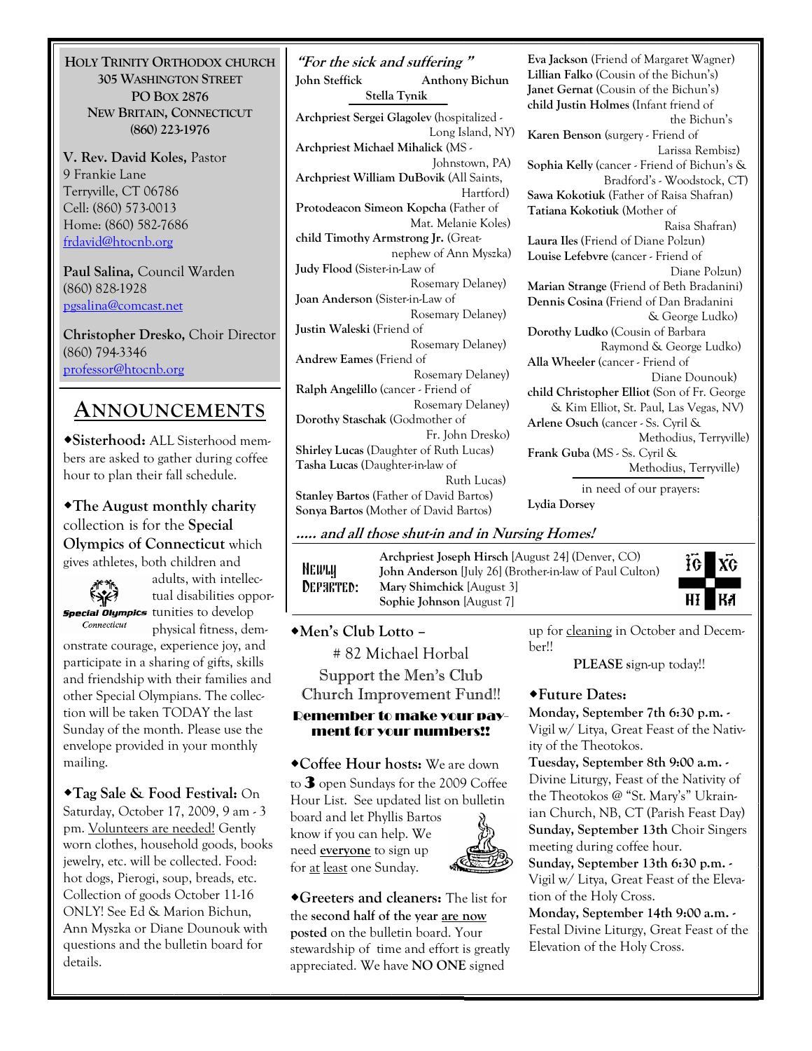**Holy Trinity Orthodox Church**
**305 Washington Street**
**PO Box 2876**
**New Britain, Connecticut**
**(860) 223-1976**

**V. Rev. David Koles,** Pastor
9 Frankie Lane
Terryville, CT 06786
Cell: (860) 573-0013
Home: (860) 582-7686
frdavid@htocnb.org

**Paul Salina,** Council Warden
(860) 828-1928
pgsalina@comcast.net

**Christopher Dresko,** Choir Director
(860) 794-3346
professor@htocnb.org

# Announcements

◆**Sisterhood:** ALL Sisterhood members are asked to gather during coffee hour to plan their fall schedule.

◆**The August monthly charity** collection is for the **Special Olympics of Connecticut** which gives athletes, both children and adults, with intellectual disabilities opportunities to develop physical fitness, demonstrate courage, experience joy, and participate in a sharing of gifts, skills and friendship with their families and other Special Olympians. The collection will be taken TODAY the last Sunday of the month. Please use the envelope provided in your monthly mailing.

Special Olympics Connecticut

◆**Tag Sale & Food Festival:** On Saturday, October 17, 2009, 9 am - 3 pm. Volunteers are needed! Gently worn clothes, household goods, books jewelry, etc. will be collected. Food: hot dogs, Pierogi, soup, breads, etc. Collection of goods October 11-16 ONLY! See Ed & Marion Bichun, Ann Myszka or Diane Dounouk with questions and the bulletin board for details.

## *"For the sick and suffering"*

**John Steffick** **Anthony Bichun**
**Stella Tynik**

**Archpriest Sergei Glagolev** (hospitalized - Long Island, NY)
**Archpriest Michael Mihalick** (MS - Johnstown, PA)
**Archpriest William DuBovik** (All Saints, Hartford)
**Protodeacon Simeon Kopcha** (Father of Mat. Melanie Koles)
**child Timothy Armstrong Jr.** (Great-nephew of Ann Myszka)
**Judy Flood** (Sister-in-Law of Rosemary Delaney)
**Joan Anderson** (Sister-in-Law of Rosemary Delaney)
**Justin Waleski** (Friend of Rosemary Delaney)
**Andrew Eames** (Friend of Rosemary Delaney)
**Ralph Angelillo** (cancer - Friend of Rosemary Delaney)
**Dorothy Staschak** (Godmother of Fr. John Dresko)
**Shirley Lucas** (Daughter of Ruth Lucas)
**Tasha Lucas** (Daughter-in-law of Ruth Lucas)
**Stanley Bartos** (Father of David Bartos)
**Sonya Bartos** (Mother of David Bartos)
**Eva Jackson** (Friend of Margaret Wagner)
**Lillian Falko** (Cousin of the Bichun's)
**Janet Gernat** (Cousin of the Bichun's)
**child Justin Holmes** (Infant friend of the Bichun's
**Karen Benson** (surgery - Friend of Larissa Rembisz)
**Sophia Kelly** (cancer - Friend of Bichun's & Bradford's - Woodstock, CT)
**Sawa Kokotiuk** (Father of Raisa Shafran)
**Tatiana Kokotiuk** (Mother of Raisa Shafran)
**Laura Iles** (Friend of Diane Polzun)
**Louise Lefebvre** (cancer - Friend of Diane Polzun)
**Marian Strange** (Friend of Beth Bradanini)
**Dennis Cosina** (Friend of Dan Bradanini & George Ludko)
**Dorothy Ludko** (Cousin of Barbara Raymond & George Ludko)
**Alla Wheeler** (cancer - Friend of Diane Dounouk)
**child Christopher Elliot** (Son of Fr. George & Kim Elliot, St. Paul, Las Vegas, NV)
**Arlene Osuch** (cancer - Ss. Cyril & Methodius, Terryville)
**Frank Guba** (MS - Ss. Cyril & Methodius, Terryville)

in need of our prayers:
**Lydia Dorsey**

***..... and all those shut-in and in Nursing Homes!***

**Newly Departed:**
**Archpriest Joseph Hirsch** [August 24] (Denver, CO)
**John Anderson** [July 26] (Brother-in-law of Paul Culton)
**Mary Shimchick** [August 3]
**Sophie Johnson** [August 7]

IC XC
NI KA

◆**Men's Club Lotto –**
# 82 Michael Horbal
Support the Men's Club Church Improvement Fund!!
**Remember to make your payment for your numbers!!**

◆**Coffee Hour hosts:** We are down to **3** open Sundays for the 2009 Coffee Hour List. See updated list on bulletin board and let Phyllis Bartos know if you can help. We need **everyone** to sign up for at least one Sunday.

◆**Greeters and cleaners:** The list for the **second half of the year are now posted** on the bulletin board. Your stewardship of time and effort is greatly appreciated. We have **NO ONE** signed up for cleaning in October and December!!

**PLEASE** sign-up today!!

◆**Future Dates:**
**Monday, September 7th 6:30 p.m.** - Vigil w/ Litya, Great Feast of the Nativity of the Theotokos.
**Tuesday, September 8th 9:00 a.m.** - Divine Liturgy, Feast of the Nativity of the Theotokos @ "St. Mary's" Ukrainian Church, NB, CT (Parish Feast Day)
**Sunday, September 13th** Choir Singers meeting during coffee hour.
**Sunday, September 13th 6:30 p.m.** - Vigil w/ Litya, Great Feast of the Elevation of the Holy Cross.
**Monday, September 14th 9:00 a.m.** - Festal Divine Liturgy, Great Feast of the Elevation of the Holy Cross.